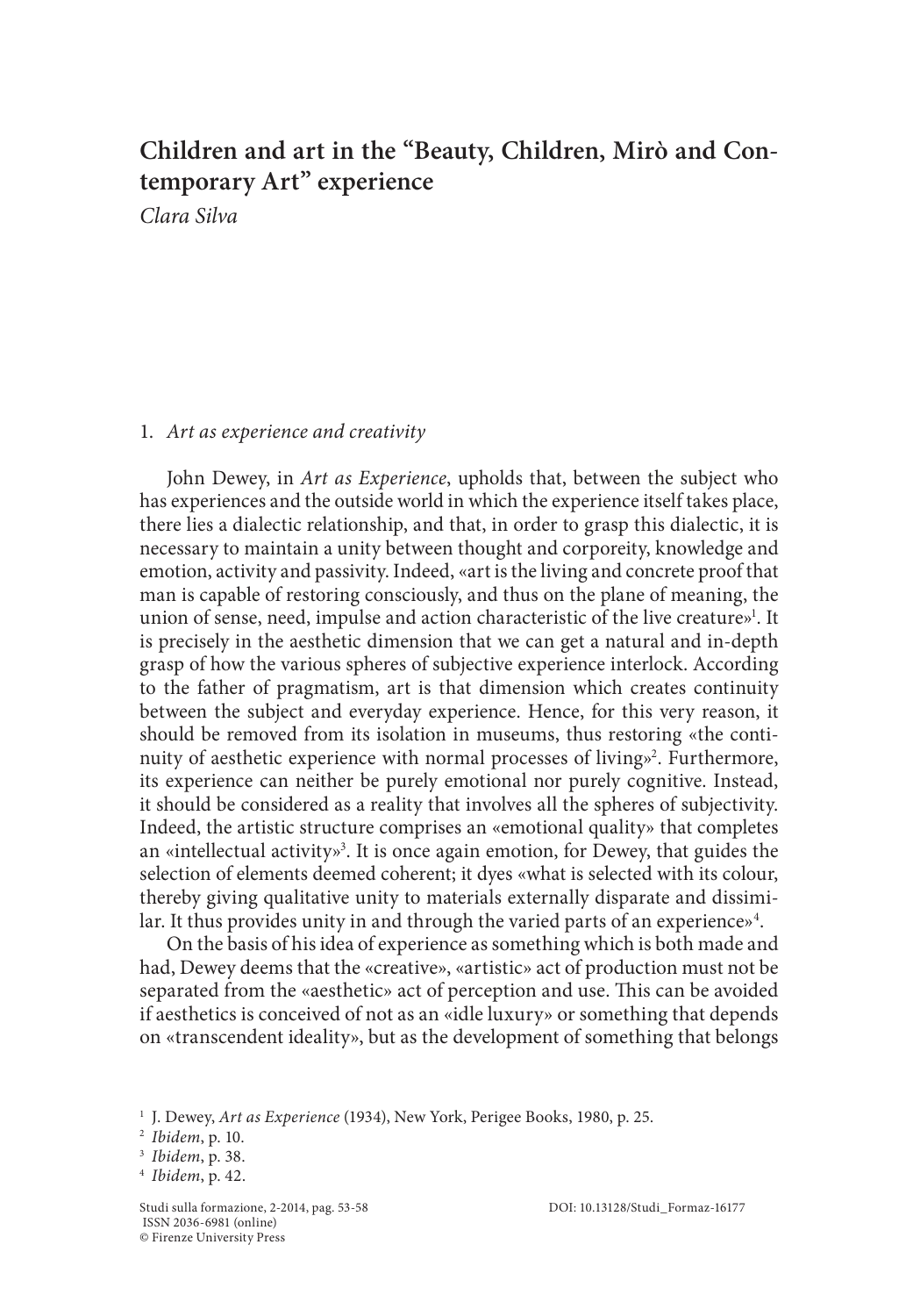# Children and art in the "Beauty, Children, Mirò and Contemporary Art" experience

*Clara Silva*

## 1. *Art as experience and creativity*

John Dewey, in *Art as Experience*, upholds that, between the subject who has experiences and the outside world in which the experience itself takes place, there lies a dialectic relationship, and that, in order to grasp this dialectic, it is necessary to maintain a unity between thought and corporeity, knowledge and emotion, activity and passivity. Indeed, «art is the living and concrete proof that man is capable of restoring consciously, and thus on the plane of meaning, the union of sense, need, impulse and action characteristic of the live creature»[1]. It is precisely in the aesthetic dimension that we can get a natural and in-depth grasp of how the various spheres of subjective experience interlock. According to the father of pragmatism, art is that dimension which creates continuity between the subject and everyday experience. Hence, for this very reason, it should be removed from its isolation in museums, thus restoring «the continuity of aesthetic experience with normal processes of living»[2]. Furthermore, its experience can neither be purely emotional nor purely cognitive. Instead, it should be considered as a reality that involves all the spheres of subjectivity. Indeed, the artistic structure comprises an «emotional quality» that completes an «intellectual activity»[3]. It is once again emotion, for Dewey, that guides the selection of elements deemed coherent; it dyes «what is selected with its colour, thereby giving qualitative unity to materials externally disparate and dissimilar. It thus provides unity in and through the varied parts of an experience»[4].

On the basis of his idea of experience as something which is both made and had, Dewey deems that the «creative», «artistic» act of production must not be separated from the «aesthetic» act of perception and use. This can be avoided if aesthetics is conceived of not as an «idle luxury» or something that depends on «transcendent ideality», but as the development of something that belongs

---

[1] J. Dewey, *Art as Experience* (1934), New York, Perigee Books, 1980, p. 25.

[2] *Ibidem*, p. 10.

[3] *Ibidem*, p. 38.

[4] *Ibidem*, p. 42.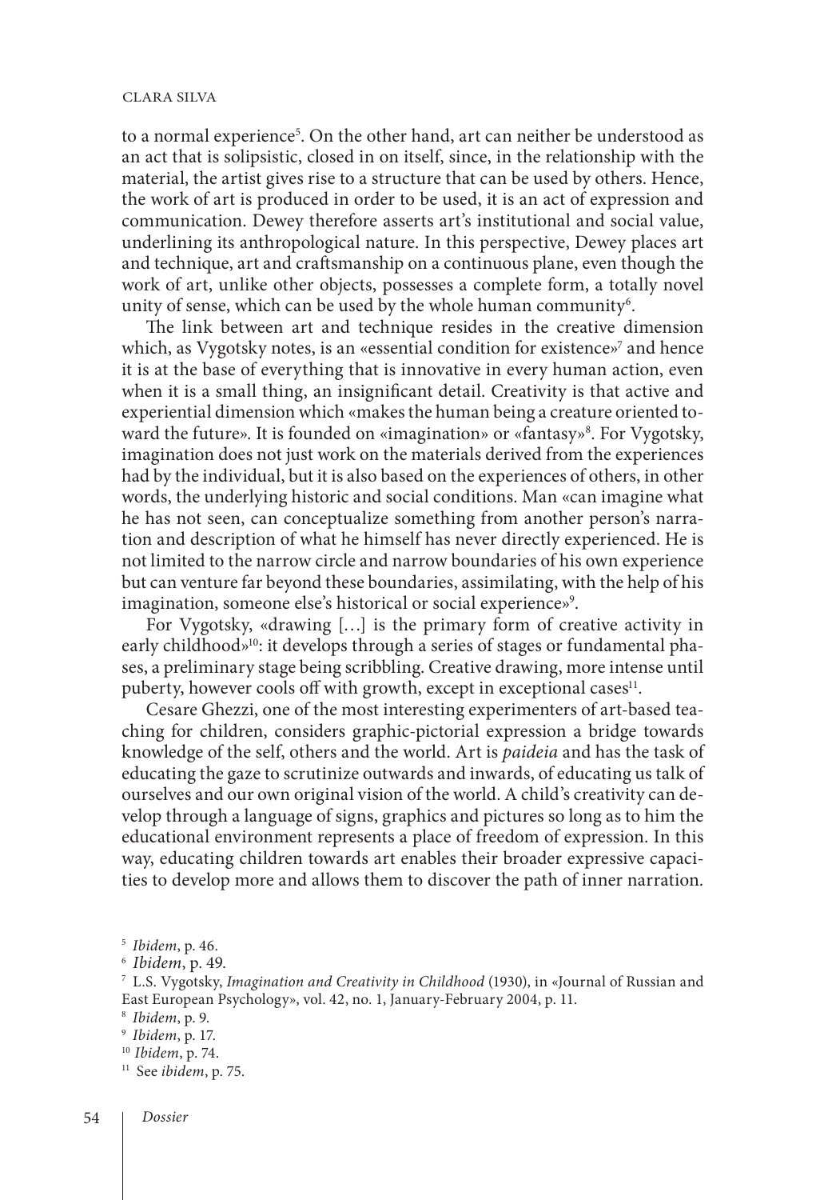to a normal experience[5]. On the other hand, art can neither be understood as an act that is solipsistic, closed in on itself, since, in the relationship with the material, the artist gives rise to a structure that can be used by others. Hence, the work of art is produced in order to be used, it is an act of expression and communication. Dewey therefore asserts art's institutional and social value, underlining its anthropological nature. In this perspective, Dewey places art and technique, art and craftsmanship on a continuous plane, even though the work of art, unlike other objects, possesses a complete form, a totally novel unity of sense, which can be used by the whole human community[6].

The link between art and technique resides in the creative dimension which, as Vygotsky notes, is an «essential condition for existence»[7] and hence it is at the base of everything that is innovative in every human action, even when it is a small thing, an insignificant detail. Creativity is that active and experiential dimension which «makes the human being a creature oriented toward the future». It is founded on «imagination» or «fantasy»[8]. For Vygotsky, imagination does not just work on the materials derived from the experiences had by the individual, but it is also based on the experiences of others, in other words, the underlying historic and social conditions. Man «can imagine what he has not seen, can conceptualize something from another person's narration and description of what he himself has never directly experienced. He is not limited to the narrow circle and narrow boundaries of his own experience but can venture far beyond these boundaries, assimilating, with the help of his imagination, someone else's historical or social experience»[9].

For Vygotsky, «drawing […] is the primary form of creative activity in early childhood»[10]: it develops through a series of stages or fundamental phases, a preliminary stage being scribbling. Creative drawing, more intense until puberty, however cools off with growth, except in exceptional cases[11].

Cesare Ghezzi, one of the most interesting experimenters of art-based teaching for children, considers graphic-pictorial expression a bridge towards knowledge of the self, others and the world. Art is *paideia* and has the task of educating the gaze to scrutinize outwards and inwards, of educating us talk of ourselves and our own original vision of the world. A child's creativity can develop through a language of signs, graphics and pictures so long as to him the educational environment represents a place of freedom of expression. In this way, educating children towards art enables their broader expressive capacities to develop more and allows them to discover the path of inner narration.

[5] *Ibidem*, p. 46.

[6] *Ibidem*, p. 49.

[7] L.S. Vygotsky, *Imagination and Creativity in Childhood* (1930), in «Journal of Russian and East European Psychology», vol. 42, no. 1, January-February 2004, p. 11.

[8] *Ibidem*, p. 9.

[9] *Ibidem*, p. 17.

[10] *Ibidem*, p. 74.

[11] See *ibidem*, p. 75.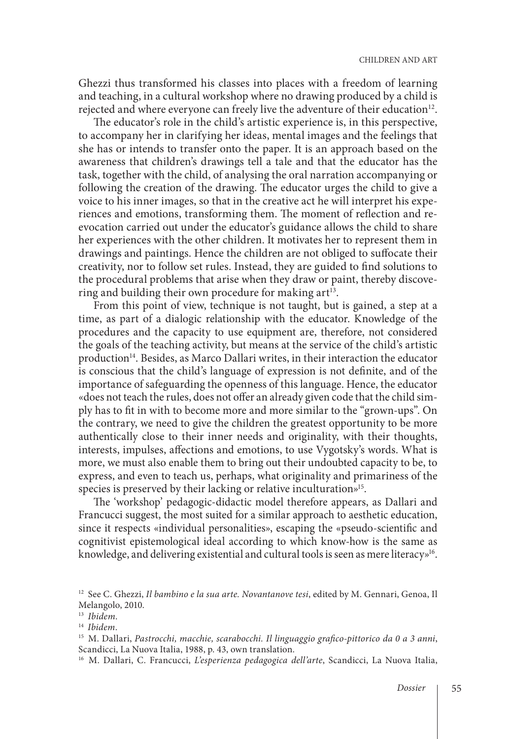Ghezzi thus transformed his classes into places with a freedom of learning and teaching, in a cultural workshop where no drawing produced by a child is rejected and where everyone can freely live the adventure of their education[12].

The educator's role in the child's artistic experience is, in this perspective, to accompany her in clarifying her ideas, mental images and the feelings that she has or intends to transfer onto the paper. It is an approach based on the awareness that children's drawings tell a tale and that the educator has the task, together with the child, of analysing the oral narration accompanying or following the creation of the drawing. The educator urges the child to give a voice to his inner images, so that in the creative act he will interpret his experiences and emotions, transforming them. The moment of reflection and re-evocation carried out under the educator's guidance allows the child to share her experiences with the other children. It motivates her to represent them in drawings and paintings. Hence the children are not obliged to suffocate their creativity, nor to follow set rules. Instead, they are guided to find solutions to the procedural problems that arise when they draw or paint, thereby discovering and building their own procedure for making art[13].

From this point of view, technique is not taught, but is gained, a step at a time, as part of a dialogic relationship with the educator. Knowledge of the procedures and the capacity to use equipment are, therefore, not considered the goals of the teaching activity, but means at the service of the child's artistic production[14]. Besides, as Marco Dallari writes, in their interaction the educator is conscious that the child's language of expression is not definite, and of the importance of safeguarding the openness of this language. Hence, the educator «does not teach the rules, does not offer an already given code that the child simply has to fit in with to become more and more similar to the "grown-ups". On the contrary, we need to give the children the greatest opportunity to be more authentically close to their inner needs and originality, with their thoughts, interests, impulses, affections and emotions, to use Vygotsky's words. What is more, we must also enable them to bring out their undoubted capacity to be, to express, and even to teach us, perhaps, what originality and primariness of the species is preserved by their lacking or relative inculturation»[15].

The 'workshop' pedagogic-didactic model therefore appears, as Dallari and Francucci suggest, the most suited for a similar approach to aesthetic education, since it respects «individual personalities», escaping the «pseudo-scientific and cognitivist epistemological ideal according to which know-how is the same as knowledge, and delivering existential and cultural tools is seen as mere literacy»[16].

---

[12] See C. Ghezzi, *Il bambino e la sua arte. Novantanove tesi*, edited by M. Gennari, Genoa, Il Melangolo, 2010.

[13] *Ibidem*.

[14] *Ibidem*.

[15] M. Dallari, *Pastrocchi, macchie, scarabocchi. Il linguaggio grafico-pittorico da 0 a 3 anni*, Scandicci, La Nuova Italia, 1988, p. 43, own translation.

[16] M. Dallari, C. Francucci, *L'esperienza pedagogica dell'arte*, Scandicci, La Nuova Italia,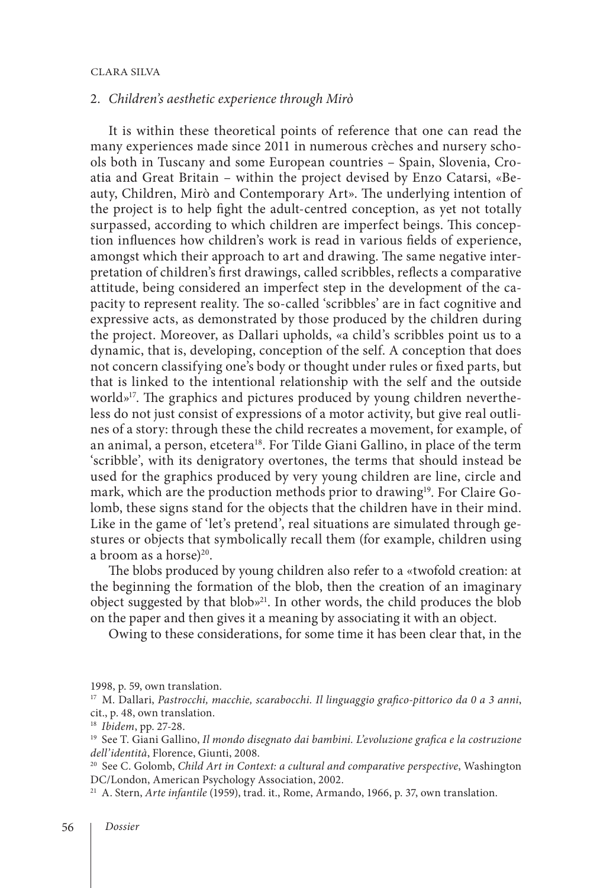## 2. *Children's aesthetic experience through Mirò*

It is within these theoretical points of reference that one can read the many experiences made since 2011 in numerous crèches and nursery schools both in Tuscany and some European countries – Spain, Slovenia, Croatia and Great Britain – within the project devised by Enzo Catarsi, «Beauty, Children, Mirò and Contemporary Art». The underlying intention of the project is to help fight the adult-centred conception, as yet not totally surpassed, according to which children are imperfect beings. This conception influences how children's work is read in various fields of experience, amongst which their approach to art and drawing. The same negative interpretation of children's first drawings, called scribbles, reflects a comparative attitude, being considered an imperfect step in the development of the capacity to represent reality. The so-called 'scribbles' are in fact cognitive and expressive acts, as demonstrated by those produced by the children during the project. Moreover, as Dallari upholds, «a child's scribbles point us to a dynamic, that is, developing, conception of the self. A conception that does not concern classifying one's body or thought under rules or fixed parts, but that is linked to the intentional relationship with the self and the outside world»[17]. The graphics and pictures produced by young children nevertheless do not just consist of expressions of a motor activity, but give real outlines of a story: through these the child recreates a movement, for example, of an animal, a person, etcetera[18]. For Tilde Giani Gallino, in place of the term 'scribble', with its denigratory overtones, the terms that should instead be used for the graphics produced by very young children are line, circle and mark, which are the production methods prior to drawing[19]. For Claire Golomb, these signs stand for the objects that the children have in their mind. Like in the game of 'let's pretend', real situations are simulated through gestures or objects that symbolically recall them (for example, children using a broom as a horse)[20].

The blobs produced by young children also refer to a «twofold creation: at the beginning the formation of the blob, then the creation of an imaginary object suggested by that blob»[21]. In other words, the child produces the blob on the paper and then gives it a meaning by associating it with an object.

Owing to these considerations, for some time it has been clear that, in the

---

1998, p. 59, own translation.

[17] M. Dallari, *Pastrocchi, macchie, scarabocchi. Il linguaggio grafico-pittorico da 0 a 3 anni*, cit., p. 48, own translation.

[18] *Ibidem*, pp. 27-28.

[19] See T. Giani Gallino, *Il mondo disegnato dai bambini. L'evoluzione grafica e la costruzione dell'identità*, Florence, Giunti, 2008.

[20] See C. Golomb, *Child Art in Context: a cultural and comparative perspective*, Washington DC/London, American Psychology Association, 2002.

[21] A. Stern, *Arte infantile* (1959), trad. it., Rome, Armando, 1966, p. 37, own translation.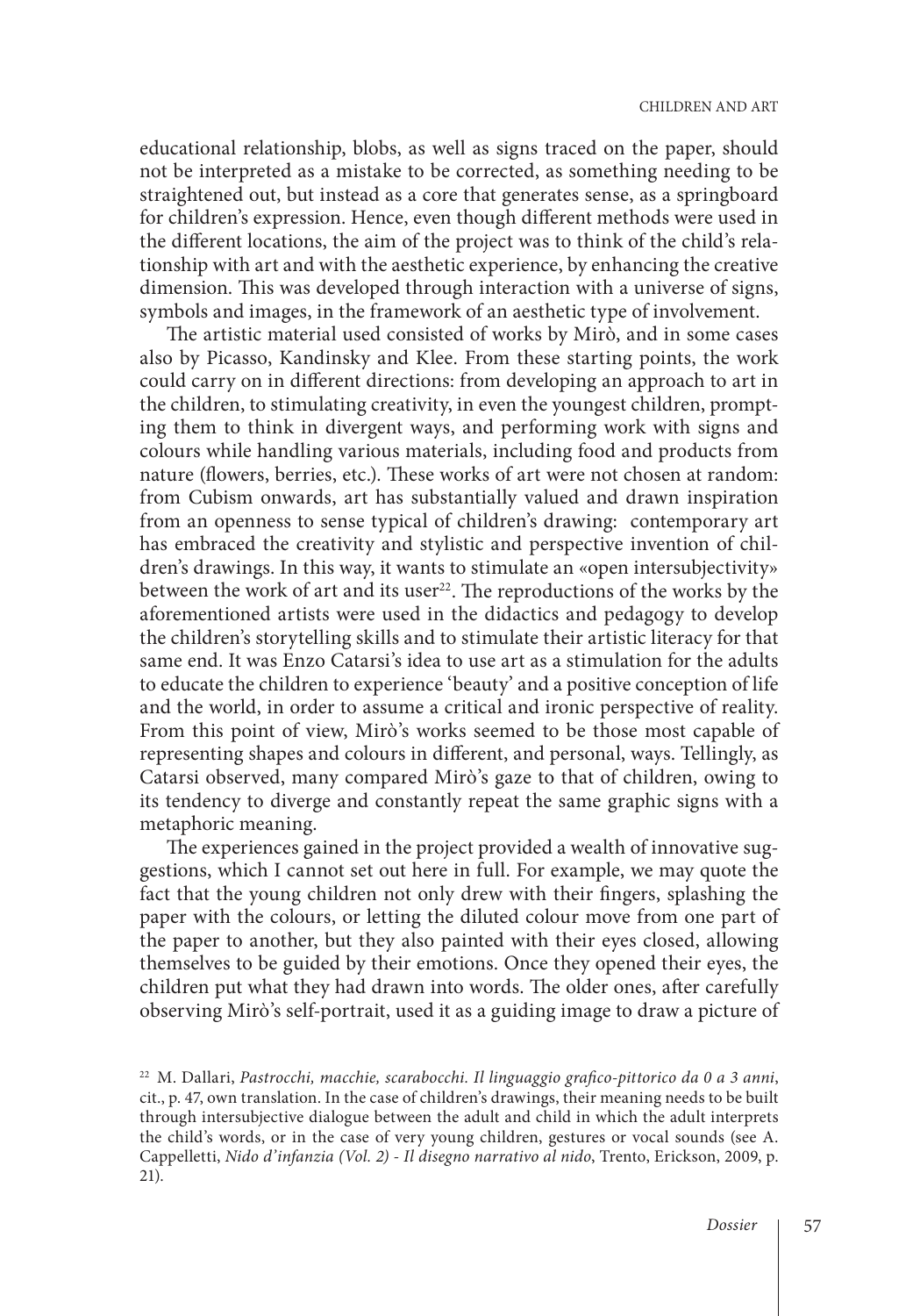educational relationship, blobs, as well as signs traced on the paper, should not be interpreted as a mistake to be corrected, as something needing to be straightened out, but instead as a core that generates sense, as a springboard for children's expression. Hence, even though different methods were used in the different locations, the aim of the project was to think of the child's relationship with art and with the aesthetic experience, by enhancing the creative dimension. This was developed through interaction with a universe of signs, symbols and images, in the framework of an aesthetic type of involvement.

The artistic material used consisted of works by Mirò, and in some cases also by Picasso, Kandinsky and Klee. From these starting points, the work could carry on in different directions: from developing an approach to art in the children, to stimulating creativity, in even the youngest children, prompting them to think in divergent ways, and performing work with signs and colours while handling various materials, including food and products from nature (flowers, berries, etc.). These works of art were not chosen at random: from Cubism onwards, art has substantially valued and drawn inspiration from an openness to sense typical of children's drawing: contemporary art has embraced the creativity and stylistic and perspective invention of children's drawings. In this way, it wants to stimulate an «open intersubjectivity» between the work of art and its user[22]. The reproductions of the works by the aforementioned artists were used in the didactics and pedagogy to develop the children's storytelling skills and to stimulate their artistic literacy for that same end. It was Enzo Catarsi's idea to use art as a stimulation for the adults to educate the children to experience 'beauty' and a positive conception of life and the world, in order to assume a critical and ironic perspective of reality. From this point of view, Mirò's works seemed to be those most capable of representing shapes and colours in different, and personal, ways. Tellingly, as Catarsi observed, many compared Mirò's gaze to that of children, owing to its tendency to diverge and constantly repeat the same graphic signs with a metaphoric meaning.

The experiences gained in the project provided a wealth of innovative suggestions, which I cannot set out here in full. For example, we may quote the fact that the young children not only drew with their fingers, splashing the paper with the colours, or letting the diluted colour move from one part of the paper to another, but they also painted with their eyes closed, allowing themselves to be guided by their emotions. Once they opened their eyes, the children put what they had drawn into words. The older ones, after carefully observing Mirò's self-portrait, used it as a guiding image to draw a picture of

[22] M. Dallari, *Pastrocchi, macchie, scarabocchi. Il linguaggio grafico-pittorico da 0 a 3 anni*, cit., p. 47, own translation. In the case of children's drawings, their meaning needs to be built through intersubjective dialogue between the adult and child in which the adult interprets the child's words, or in the case of very young children, gestures or vocal sounds (see A. Cappelletti, *Nido d'infanzia (Vol. 2) - Il disegno narrativo al nido*, Trento, Erickson, 2009, p. 21).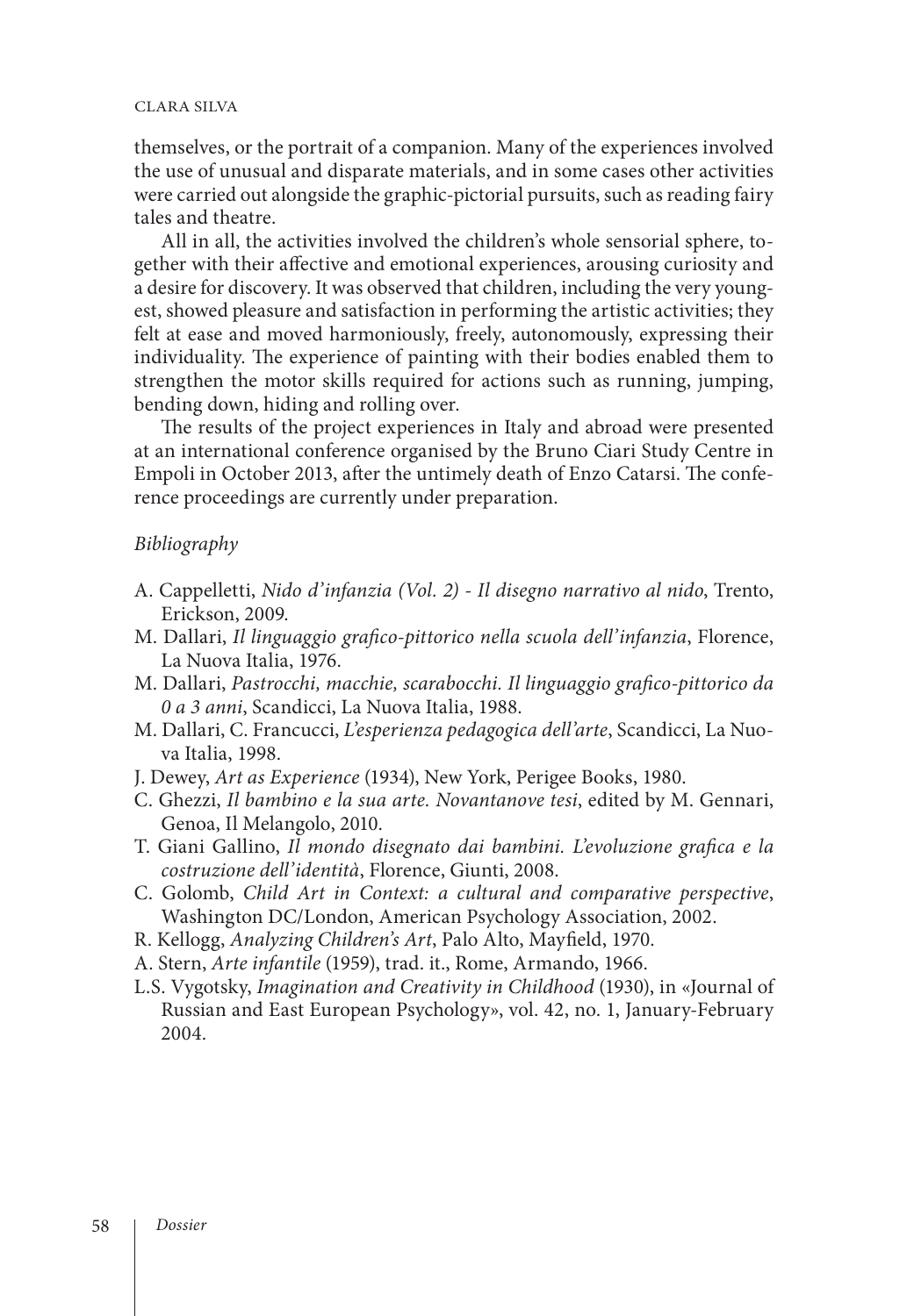themselves, or the portrait of a companion. Many of the experiences involved the use of unusual and disparate materials, and in some cases other activities were carried out alongside the graphic-pictorial pursuits, such as reading fairy tales and theatre.

All in all, the activities involved the children's whole sensorial sphere, together with their affective and emotional experiences, arousing curiosity and a desire for discovery. It was observed that children, including the very youngest, showed pleasure and satisfaction in performing the artistic activities; they felt at ease and moved harmoniously, freely, autonomously, expressing their individuality. The experience of painting with their bodies enabled them to strengthen the motor skills required for actions such as running, jumping, bending down, hiding and rolling over.

The results of the project experiences in Italy and abroad were presented at an international conference organised by the Bruno Ciari Study Centre in Empoli in October 2013, after the untimely death of Enzo Catarsi. The conference proceedings are currently under preparation.

*Bibliography*

- A. Cappelletti, *Nido d'infanzia (Vol. 2) - Il disegno narrativo al nido*, Trento, Erickson, 2009.
- M. Dallari, *Il linguaggio grafico-pittorico nella scuola dell'infanzia*, Florence, La Nuova Italia, 1976.
- M. Dallari, *Pastrocchi, macchie, scarabocchi. Il linguaggio grafico-pittorico da 0 a 3 anni*, Scandicci, La Nuova Italia, 1988.
- M. Dallari, C. Francucci, *L'esperienza pedagogica dell'arte*, Scandicci, La Nuova Italia, 1998.
- J. Dewey, *Art as Experience* (1934), New York, Perigee Books, 1980.
- C. Ghezzi, *Il bambino e la sua arte. Novantanove tesi*, edited by M. Gennari, Genoa, Il Melangolo, 2010.
- T. Giani Gallino, *Il mondo disegnato dai bambini. L'evoluzione grafica e la costruzione dell'identità*, Florence, Giunti, 2008.
- C. Golomb, *Child Art in Context: a cultural and comparative perspective*, Washington DC/London, American Psychology Association, 2002.
- R. Kellogg, *Analyzing Children's Art*, Palo Alto, Mayfield, 1970.
- A. Stern, *Arte infantile* (1959), trad. it., Rome, Armando, 1966.
- L.S. Vygotsky, *Imagination and Creativity in Childhood* (1930), in «Journal of Russian and East European Psychology», vol. 42, no. 1, January-February 2004.